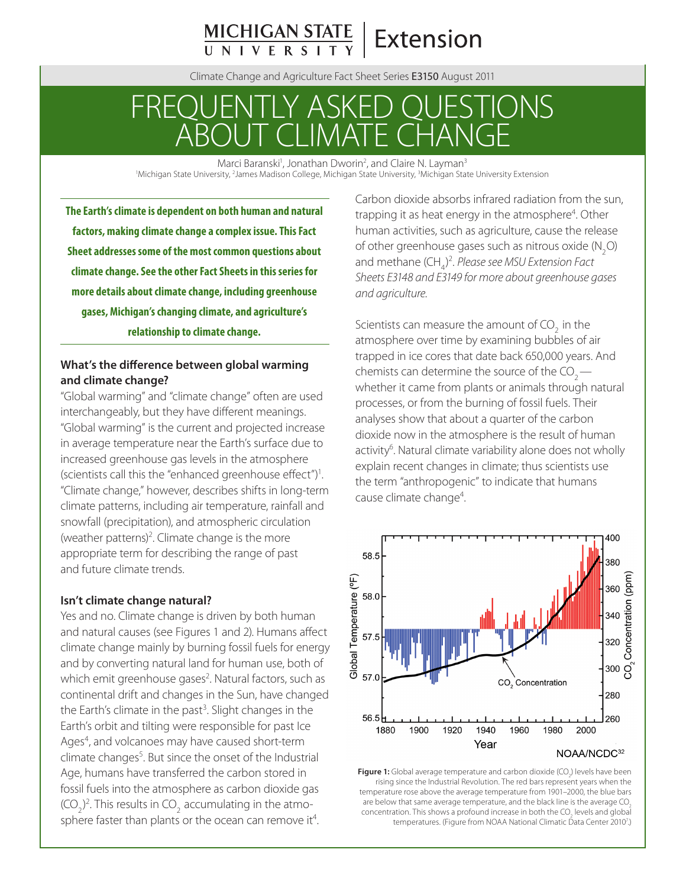MICHIGAN STATE UNIVERSITY | Extension

Climate Change and Agriculture Fact Sheet Series **E3150** August 2011

# FREQUENTLY ASKED QUESTIONS ABOUT CLIMATE CHANGE

Marci Baranski[1], Jonathan Dworin[2], and Claire N. Layman[3]

[1]Michigan State University, [2]James Madison College, Michigan State University, [3]Michigan State University Extension

**The Earth's climate is dependent on both human and natural factors, making climate change a complex issue. This Fact Sheet addresses some of the most common questions about climate change. See the other Fact Sheets in this series for more details about climate change, including greenhouse gases, Michigan's changing climate, and agriculture's relationship to climate change.**

### What's the difference between global warming and climate change?

"Global warming" and "climate change" often are used interchangeably, but they have different meanings. "Global warming" is the current and projected increase in average temperature near the Earth's surface due to increased greenhouse gas levels in the atmosphere (scientists call this the "enhanced greenhouse effect")[1]. "Climate change," however, describes shifts in long-term climate patterns, including air temperature, rainfall and snowfall (precipitation), and atmospheric circulation (weather patterns)[2]. Climate change is the more appropriate term for describing the range of past and future climate trends.

### Isn't climate change natural?

Yes and no. Climate change is driven by both human and natural causes (see Figures 1 and 2). Humans affect climate change mainly by burning fossil fuels for energy and by converting natural land for human use, both of which emit greenhouse gases[2]. Natural factors, such as continental drift and changes in the Sun, have changed the Earth's climate in the past[3]. Slight changes in the Earth's orbit and tilting were responsible for past Ice Ages[4], and volcanoes may have caused short-term climate changes[5]. But since the onset of the Industrial Age, humans have transferred the carbon stored in fossil fuels into the atmosphere as carbon dioxide gas ($CO_2$)[2]. This results in $CO_2$ accumulating in the atmosphere faster than plants or the ocean can remove it[4].

Carbon dioxide absorbs infrared radiation from the sun, trapping it as heat energy in the atmosphere[4]. Other human activities, such as agriculture, cause the release of other greenhouse gases such as nitrous oxide ($N_2O$) and methane ($CH_4$)[2]. *Please see MSU Extension Fact Sheets E3148 and E3149 for more about greenhouse gases and agriculture.*

Scientists can measure the amount of $CO_2$ in the atmosphere over time by examining bubbles of air trapped in ice cores that date back 650,000 years. And chemists can determine the source of the $CO_2$ — whether it came from plants or animals through natural processes, or from the burning of fossil fuels. Their analyses show that about a quarter of the carbon dioxide now in the atmosphere is the result of human activity[6]. Natural climate variability alone does not wholly explain recent changes in climate; thus scientists use the term "anthropogenic" to indicate that humans cause climate change[4].

**Figure 1:** Global average temperature and carbon dioxide ($CO_2$) levels have been rising since the Industrial Revolution. The red bars represent years when the temperature rose above the average temperature from 1901–2000, the blue bars are below that same average temperature, and the black line is the average $CO_2$ concentration. This shows a profound increase in both the $CO_2$ levels and global temperatures. (Figure from NOAA National Climatic Data Center 2010[7].)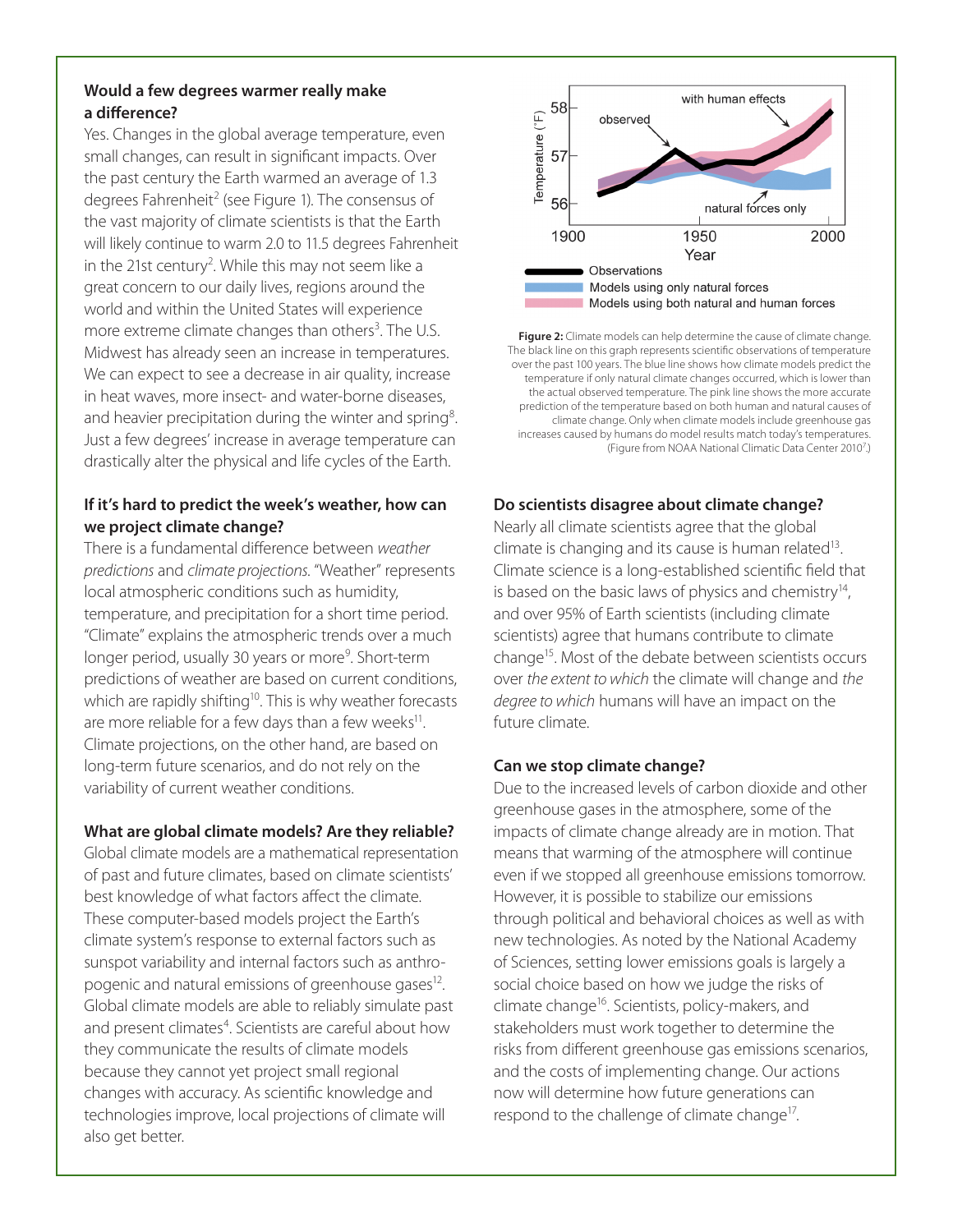## Would a few degrees warmer really make a difference?

Yes. Changes in the global average temperature, even small changes, can result in significant impacts. Over the past century the Earth warmed an average of 1.3 degrees Fahrenheit[2] (see Figure 1). The consensus of the vast majority of climate scientists is that the Earth will likely continue to warm 2.0 to 11.5 degrees Fahrenheit in the 21st century[2]. While this may not seem like a great concern to our daily lives, regions around the world and within the United States will experience more extreme climate changes than others[3]. The U.S. Midwest has already seen an increase in temperatures. We can expect to see a decrease in air quality, increase in heat waves, more insect- and water-borne diseases, and heavier precipitation during the winter and spring[8]. Just a few degrees' increase in average temperature can drastically alter the physical and life cycles of the Earth.

## If it's hard to predict the week's weather, how can we project climate change?

There is a fundamental difference between *weather predictions* and *climate projections*. "Weather" represents local atmospheric conditions such as humidity, temperature, and precipitation for a short time period. "Climate" explains the atmospheric trends over a much longer period, usually 30 years or more[9]. Short-term predictions of weather are based on current conditions, which are rapidly shifting[10]. This is why weather forecasts are more reliable for a few days than a few weeks[11]. Climate projections, on the other hand, are based on long-term future scenarios, and do not rely on the variability of current weather conditions.

## What are global climate models? Are they reliable?

Global climate models are a mathematical representation of past and future climates, based on climate scientists' best knowledge of what factors affect the climate. These computer-based models project the Earth's climate system's response to external factors such as sunspot variability and internal factors such as anthropogenic and natural emissions of greenhouse gases[12]. Global climate models are able to reliably simulate past and present climates[4]. Scientists are careful about how they communicate the results of climate models because they cannot yet project small regional changes with accuracy. As scientific knowledge and technologies improve, local projections of climate will also get better.

**Figure 2:** Climate models can help determine the cause of climate change. The black line on this graph represents scientific observations of temperature over the past 100 years. The blue line shows how climate models predict the temperature if only natural climate changes occurred, which is lower than the actual observed temperature. The pink line shows the more accurate prediction of the temperature based on both human and natural causes of climate change. Only when climate models include greenhouse gas increases caused by humans do model results match today's temperatures. (Figure from NOAA National Climatic Data Center 2010[7].)

## Do scientists disagree about climate change?

Nearly all climate scientists agree that the global climate is changing and its cause is human related[13]. Climate science is a long-established scientific field that is based on the basic laws of physics and chemistry[14], and over 95% of Earth scientists (including climate scientists) agree that humans contribute to climate change[15]. Most of the debate between scientists occurs over *the extent to which* the climate will change and *the degree to which* humans will have an impact on the future climate.

## Can we stop climate change?

Due to the increased levels of carbon dioxide and other greenhouse gases in the atmosphere, some of the impacts of climate change already are in motion. That means that warming of the atmosphere will continue even if we stopped all greenhouse emissions tomorrow. However, it is possible to stabilize our emissions through political and behavioral choices as well as with new technologies. As noted by the National Academy of Sciences, setting lower emissions goals is largely a social choice based on how we judge the risks of climate change[16]. Scientists, policy-makers, and stakeholders must work together to determine the risks from different greenhouse gas emissions scenarios, and the costs of implementing change. Our actions now will determine how future generations can respond to the challenge of climate change[17].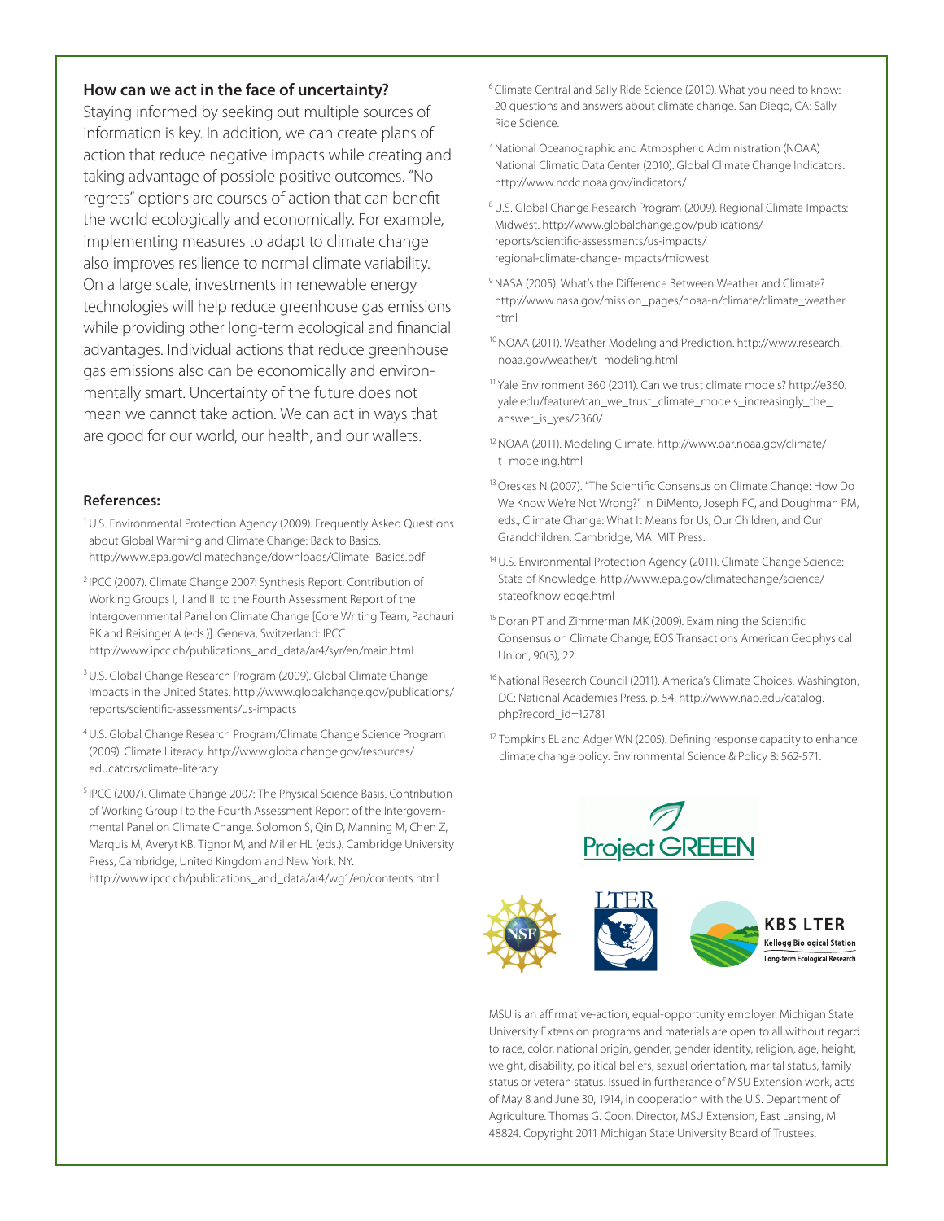### How can we act in the face of uncertainty?

Staying informed by seeking out multiple sources of information is key. In addition, we can create plans of action that reduce negative impacts while creating and taking advantage of possible positive outcomes. "No regrets" options are courses of action that can benefit the world ecologically and economically. For example, implementing measures to adapt to climate change also improves resilience to normal climate variability. On a large scale, investments in renewable energy technologies will help reduce greenhouse gas emissions while providing other long-term ecological and financial advantages. Individual actions that reduce greenhouse gas emissions also can be economically and environmentally smart. Uncertainty of the future does not mean we cannot take action. We can act in ways that are good for our world, our health, and our wallets.

### References:

[1] U.S. Environmental Protection Agency (2009). Frequently Asked Questions about Global Warming and Climate Change: Back to Basics. http://www.epa.gov/climatechange/downloads/Climate_Basics.pdf

[2] IPCC (2007). Climate Change 2007: Synthesis Report. Contribution of Working Groups I, II and III to the Fourth Assessment Report of the Intergovernmental Panel on Climate Change [Core Writing Team, Pachauri RK and Reisinger A (eds.)]. Geneva, Switzerland: IPCC. http://www.ipcc.ch/publications_and_data/ar4/syr/en/main.html

[3] U.S. Global Change Research Program (2009). Global Climate Change Impacts in the United States. http://www.globalchange.gov/publications/reports/scientific-assessments/us-impacts

[4] U.S. Global Change Research Program/Climate Change Science Program (2009). Climate Literacy. http://www.globalchange.gov/resources/educators/climate-literacy

[5] IPCC (2007). Climate Change 2007: The Physical Science Basis. Contribution of Working Group I to the Fourth Assessment Report of the Intergovernmental Panel on Climate Change. Solomon S, Qin D, Manning M, Chen Z, Marquis M, Averyt KB, Tignor M, and Miller HL (eds.). Cambridge University Press, Cambridge, United Kingdom and New York, NY. http://www.ipcc.ch/publications_and_data/ar4/wg1/en/contents.html

[6] Climate Central and Sally Ride Science (2010). What you need to know: 20 questions and answers about climate change. San Diego, CA: Sally Ride Science.

[7] National Oceanographic and Atmospheric Administration (NOAA) National Climatic Data Center (2010). Global Climate Change Indicators. http://www.ncdc.noaa.gov/indicators/

[8] U.S. Global Change Research Program (2009). Regional Climate Impacts: Midwest. http://www.globalchange.gov/publications/reports/scientific-assessments/us-impacts/regional-climate-change-impacts/midwest

[9] NASA (2005). What's the Difference Between Weather and Climate? http://www.nasa.gov/mission_pages/noaa-n/climate/climate_weather.html

[10] NOAA (2011). Weather Modeling and Prediction. http://www.research.noaa.gov/weather/t_modeling.html

[11] Yale Environment 360 (2011). Can we trust climate models? http://e360.yale.edu/feature/can_we_trust_climate_models_increasingly_the_answer_is_yes/2360/

[12] NOAA (2011). Modeling Climate. http://www.oar.noaa.gov/climate/t_modeling.html

[13] Oreskes N (2007). "The Scientific Consensus on Climate Change: How Do We Know We're Not Wrong?" In DiMento, Joseph FC, and Doughman PM, eds., Climate Change: What It Means for Us, Our Children, and Our Grandchildren. Cambridge, MA: MIT Press.

[14] U.S. Environmental Protection Agency (2011). Climate Change Science: State of Knowledge. http://www.epa.gov/climatechange/science/stateofknowledge.html

[15] Doran PT and Zimmerman MK (2009). Examining the Scientific Consensus on Climate Change, EOS Transactions American Geophysical Union, 90(3), 22.

[16] National Research Council (2011). America's Climate Choices. Washington, DC: National Academies Press. p. 54. http://www.nap.edu/catalog.php?record_id=12781

[17] Tompkins EL and Adger WN (2005). Defining response capacity to enhance climate change policy. Environmental Science & Policy 8: 562-571.

Project GREEEN

NSF

LTER

KBS LTER
Kellogg Biological Station
Long-term Ecological Research

MSU is an affirmative-action, equal-opportunity employer. Michigan State University Extension programs and materials are open to all without regard to race, color, national origin, gender, gender identity, religion, age, height, weight, disability, political beliefs, sexual orientation, marital status, family status or veteran status. Issued in furtherance of MSU Extension work, acts of May 8 and June 30, 1914, in cooperation with the U.S. Department of Agriculture. Thomas G. Coon, Director, MSU Extension, East Lansing, MI 48824. Copyright 2011 Michigan State University Board of Trustees.